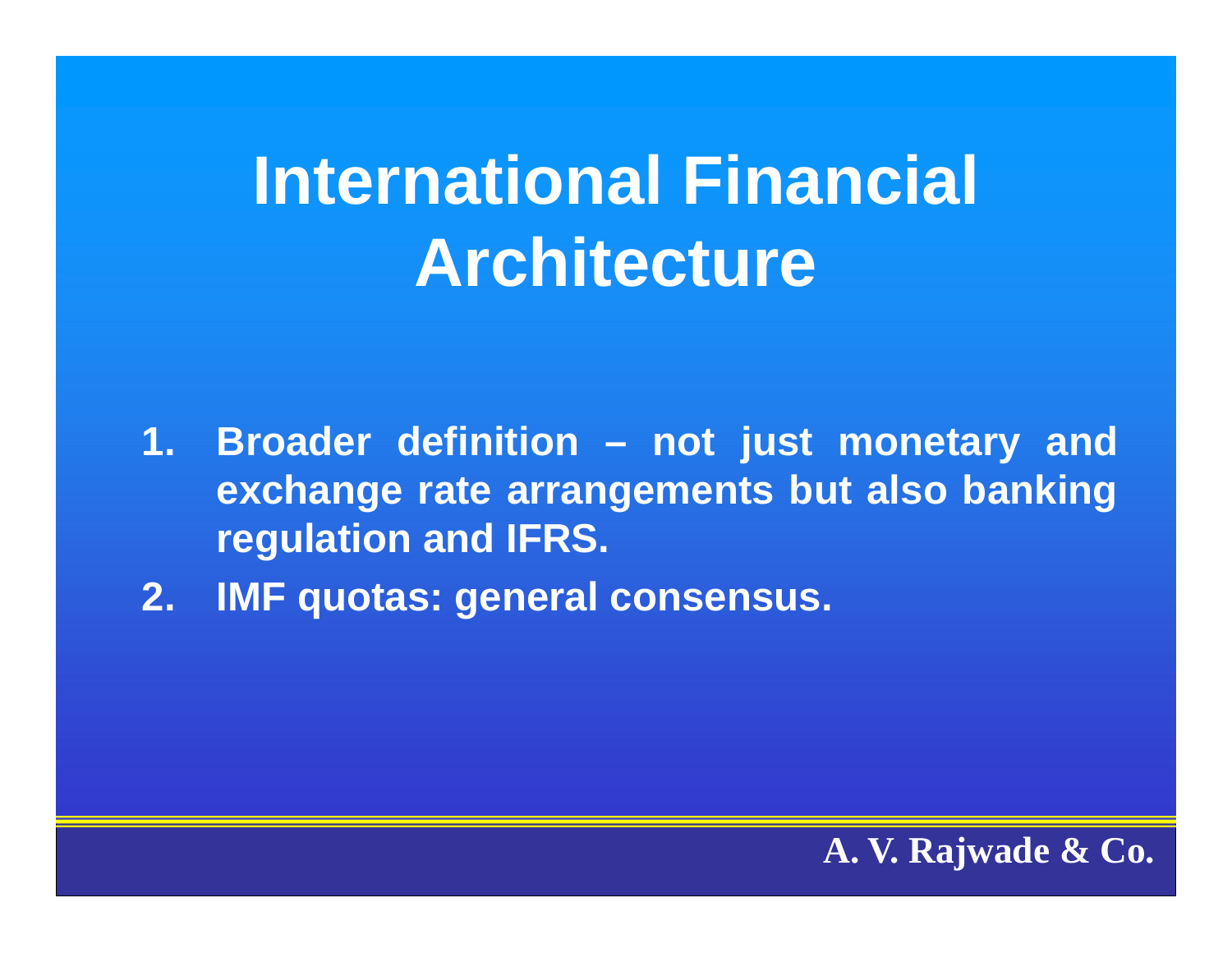# International Financial Architecture

1. Broader definition – not just monetary and exchange rate arrangements but also banking regulation and IFRS.
2. IMF quotas: general consensus.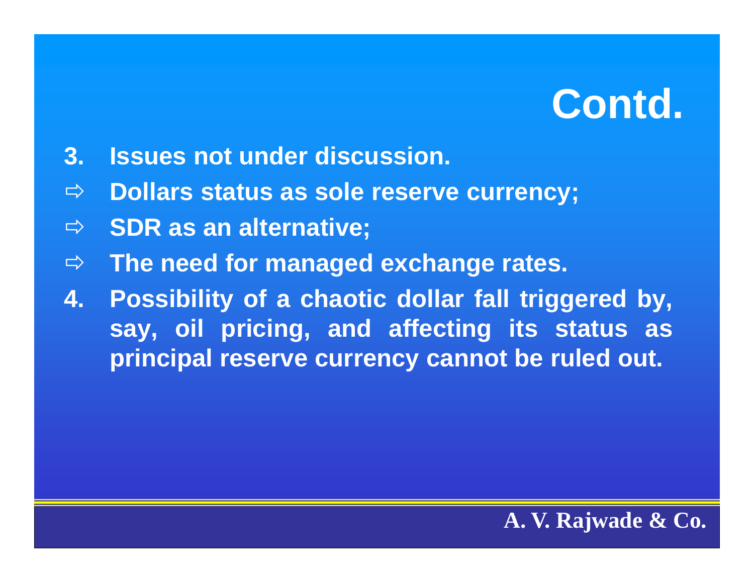# Contd.

3. **Issues not under discussion.**
   - ⇨ **Dollars status as sole reserve currency;**
   - ⇨ **SDR as an alternative;**
   - ⇨ **The need for managed exchange rates.**
4. **Possibility of a chaotic dollar fall triggered by, say, oil pricing, and affecting its status as principal reserve currency cannot be ruled out.**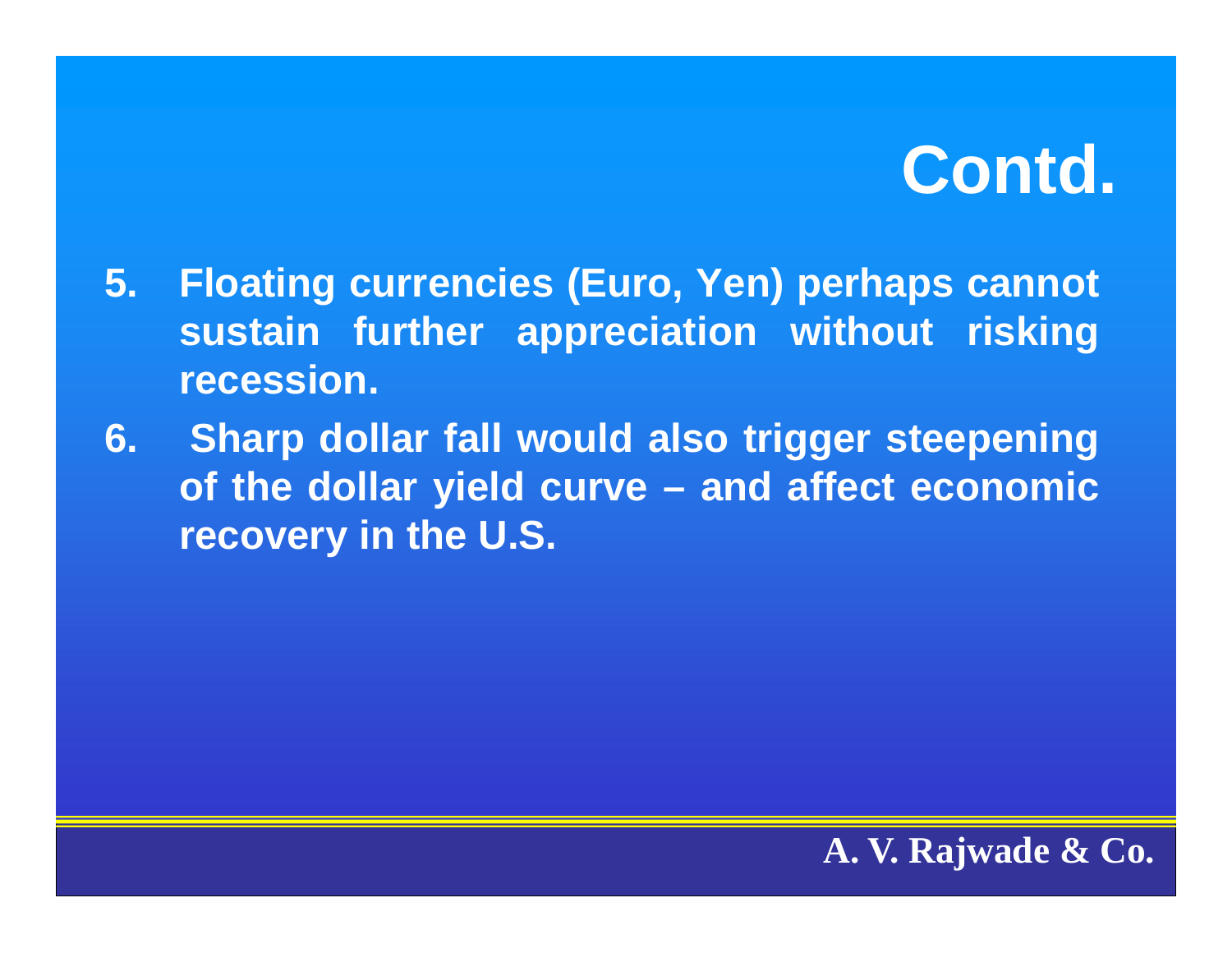# Contd.

5. Floating currencies (Euro, Yen) perhaps cannot sustain further appreciation without risking recession.
6. Sharp dollar fall would also trigger steepening of the dollar yield curve – and affect economic recovery in the U.S.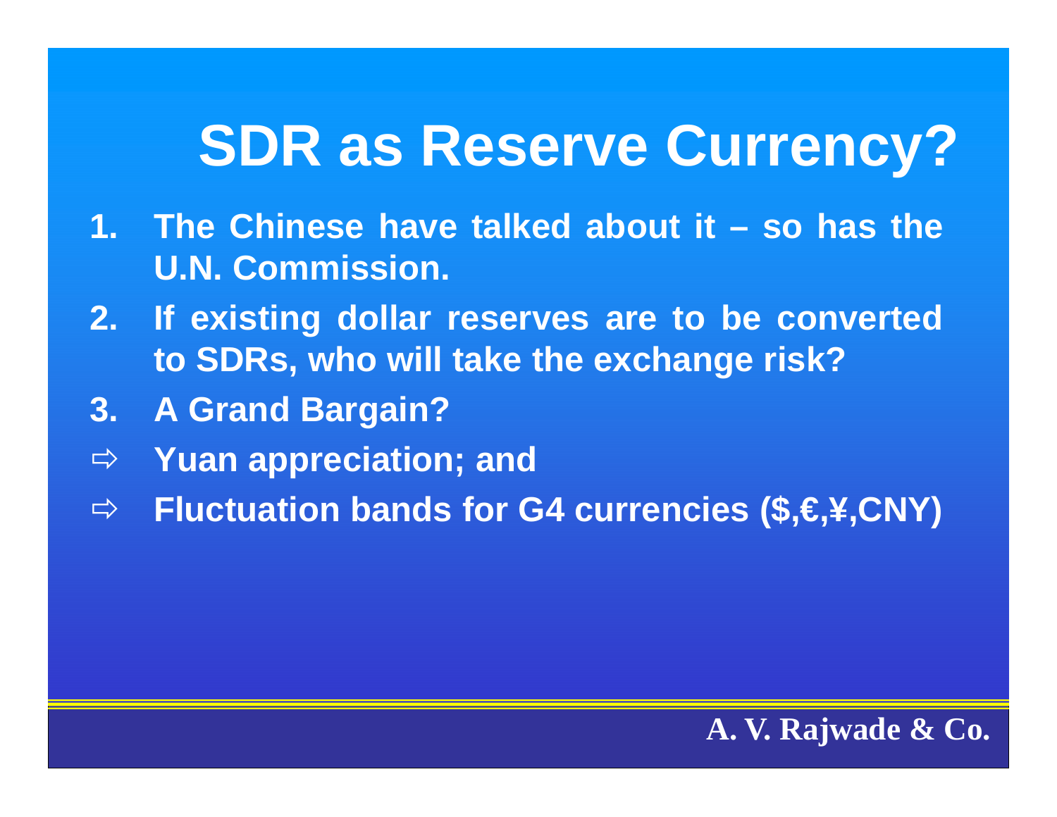# SDR as Reserve Currency?

1. The Chinese have talked about it – so has the U.N. Commission.
2. If existing dollar reserves are to be converted to SDRs, who will take the exchange risk?
3. A Grand Bargain?

⇨ Yuan appreciation; and

⇨ Fluctuation bands for G4 currencies ($,€,¥,CNY)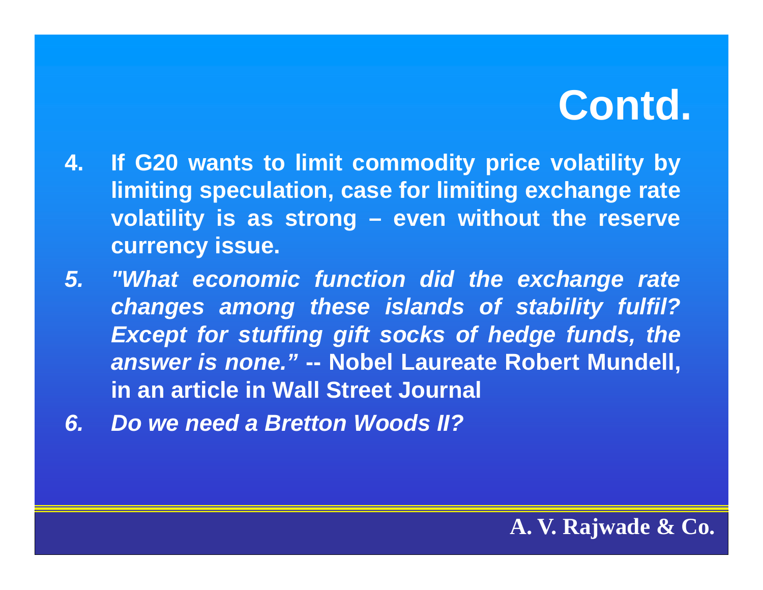# Contd.

4. **If G20 wants to limit commodity price volatility by limiting speculation, case for limiting exchange rate volatility is as strong – even without the reserve currency issue.**
5. ***"What economic function did the exchange rate changes among these islands of stability fulfil? Except for stuffing gift socks of hedge funds, the answer is none."*** **-- Nobel Laureate Robert Mundell, in an article in Wall Street Journal**
6. ***Do we need a Bretton Woods II?***

**A. V. Rajwade & Co.**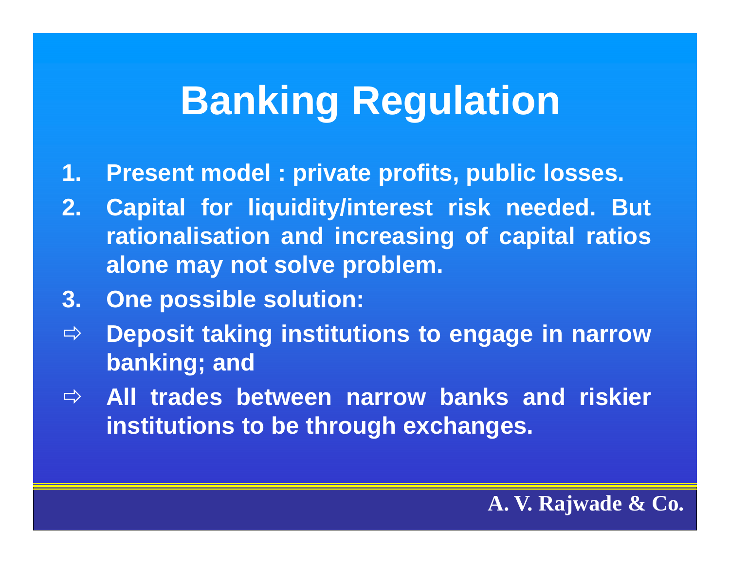# Banking Regulation

1. Present model : private profits, public losses.
2. Capital for liquidity/interest risk needed. But rationalisation and increasing of capital ratios alone may not solve problem.
3. One possible solution:

⇨ Deposit taking institutions to engage in narrow banking; and

⇨ All trades between narrow banks and riskier institutions to be through exchanges.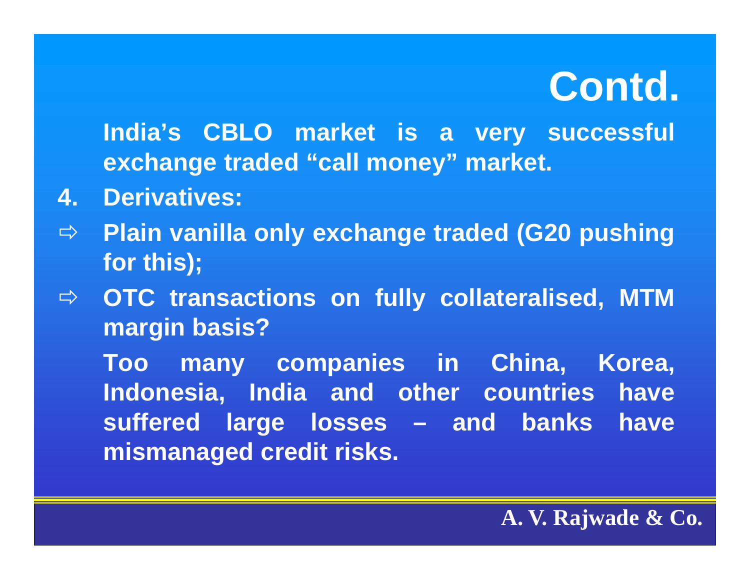# Contd.

India's CBLO market is a very successful exchange traded "call money" market.

4. Derivatives:

- ⇨ Plain vanilla only exchange traded (G20 pushing for this);
- ⇨ OTC transactions on fully collateralised, MTM margin basis?

Too many companies in China, Korea, Indonesia, India and other countries have suffered large losses – and banks have mismanaged credit risks.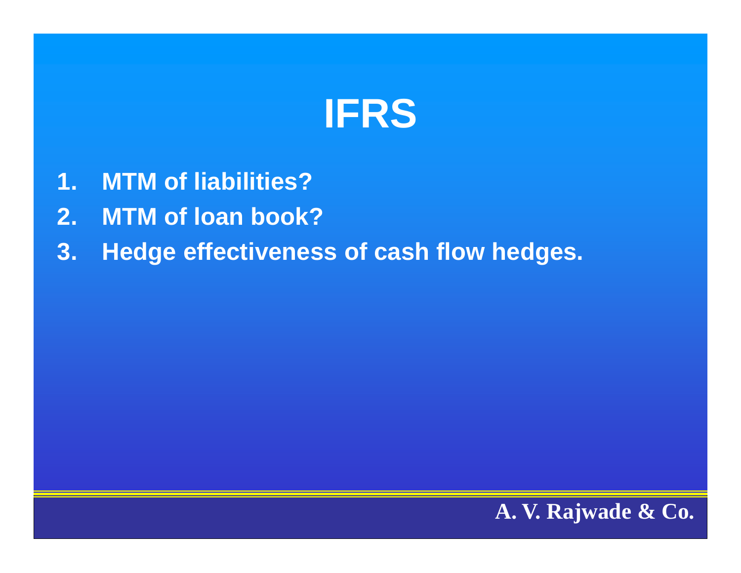# IFRS

1. MTM of liabilities?
2. MTM of loan book?
3. Hedge effectiveness of cash flow hedges.